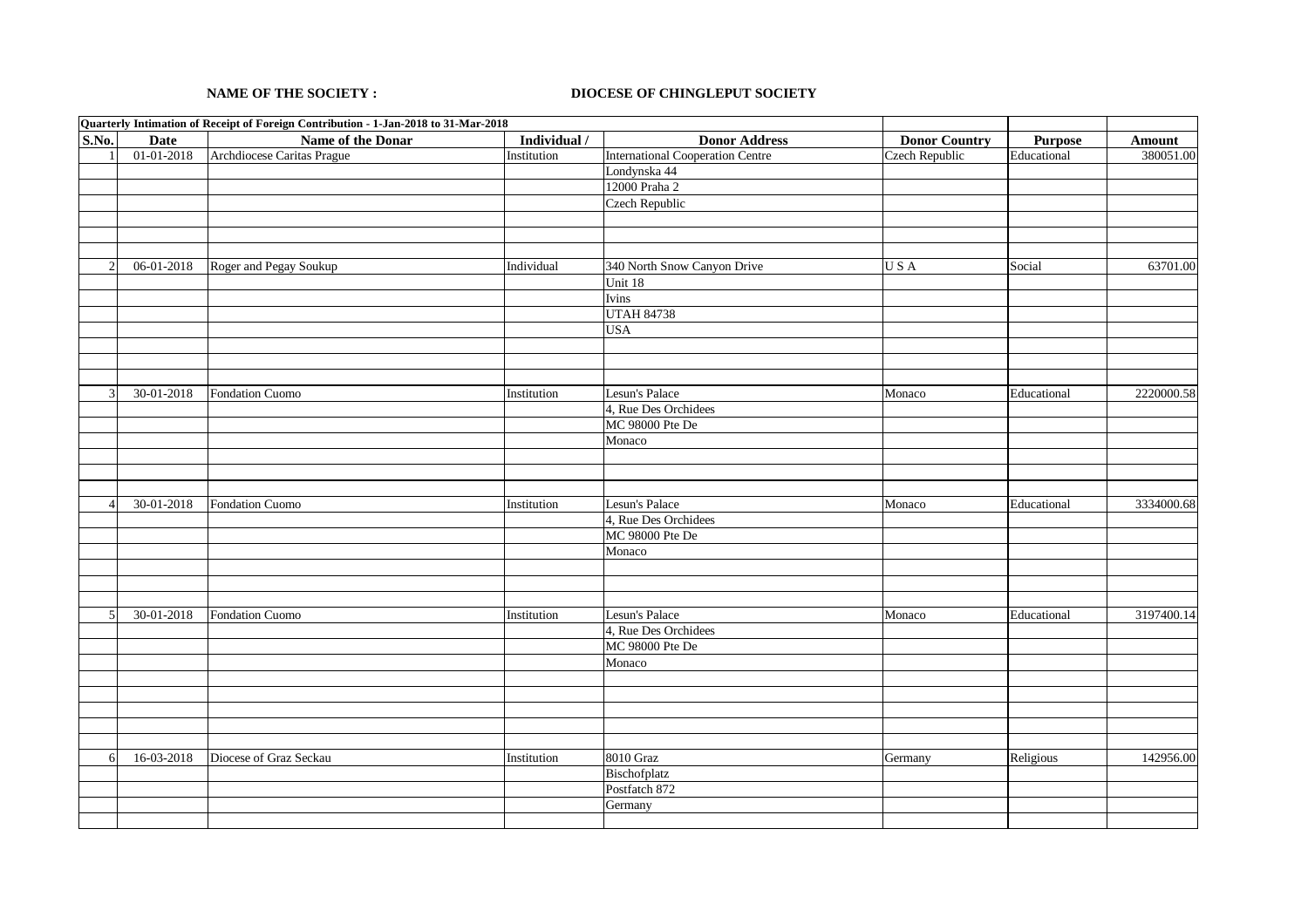**NAME OF THE SOCIETY :** **DIOCESE OF CHINGLEPUT SOCIETY**

| **Quarterly Intimation of Receipt of Foreign Contribution - 1-Jan-2018 to 31-Mar-2018** | | | | | | | |
|---|---|---|---|---|---|---|---|
| **S.No.** | **Date** | **Name of the Donar** | **Individual /** | **Donor Address** | **Donor Country** | **Purpose** | **Amount** |
| 1 | 01-01-2018 | Archdiocese Caritas Prague | Institution | International Cooperation Centre | Czech Republic | Educational | 380051.00 |
| | | | | Londynska 44 | | | |
| | | | | 12000 Praha 2 | | | |
| | | | | Czech Republic | | | |
| 2 | 06-01-2018 | Roger and Pegay Soukup | Individual | 340 North Snow Canyon Drive | U S A | Social | 63701.00 |
| | | | | Unit 18 | | | |
| | | | | Ivins | | | |
| | | | | UTAH 84738 | | | |
| | | | | USA | | | |
| 3 | 30-01-2018 | Fondation Cuomo | Institution | Lesun's Palace | Monaco | Educational | 2220000.58 |
| | | | | 4, Rue Des Orchidees | | | |
| | | | | MC 98000 Pte De | | | |
| | | | | Monaco | | | |
| 4 | 30-01-2018 | Fondation Cuomo | Institution | Lesun's Palace | Monaco | Educational | 3334000.68 |
| | | | | 4, Rue Des Orchidees | | | |
| | | | | MC 98000 Pte De | | | |
| | | | | Monaco | | | |
| 5 | 30-01-2018 | Fondation Cuomo | Institution | Lesun's Palace | Monaco | Educational | 3197400.14 |
| | | | | 4, Rue Des Orchidees | | | |
| | | | | MC 98000 Pte De | | | |
| | | | | Monaco | | | |
| 6 | 16-03-2018 | Diocese of Graz Seckau | Institution | 8010 Graz | Germany | Religious | 142956.00 |
| | | | | Bischofplatz | | | |
| | | | | Postfatch 872 | | | |
| | | | | Germany | | | |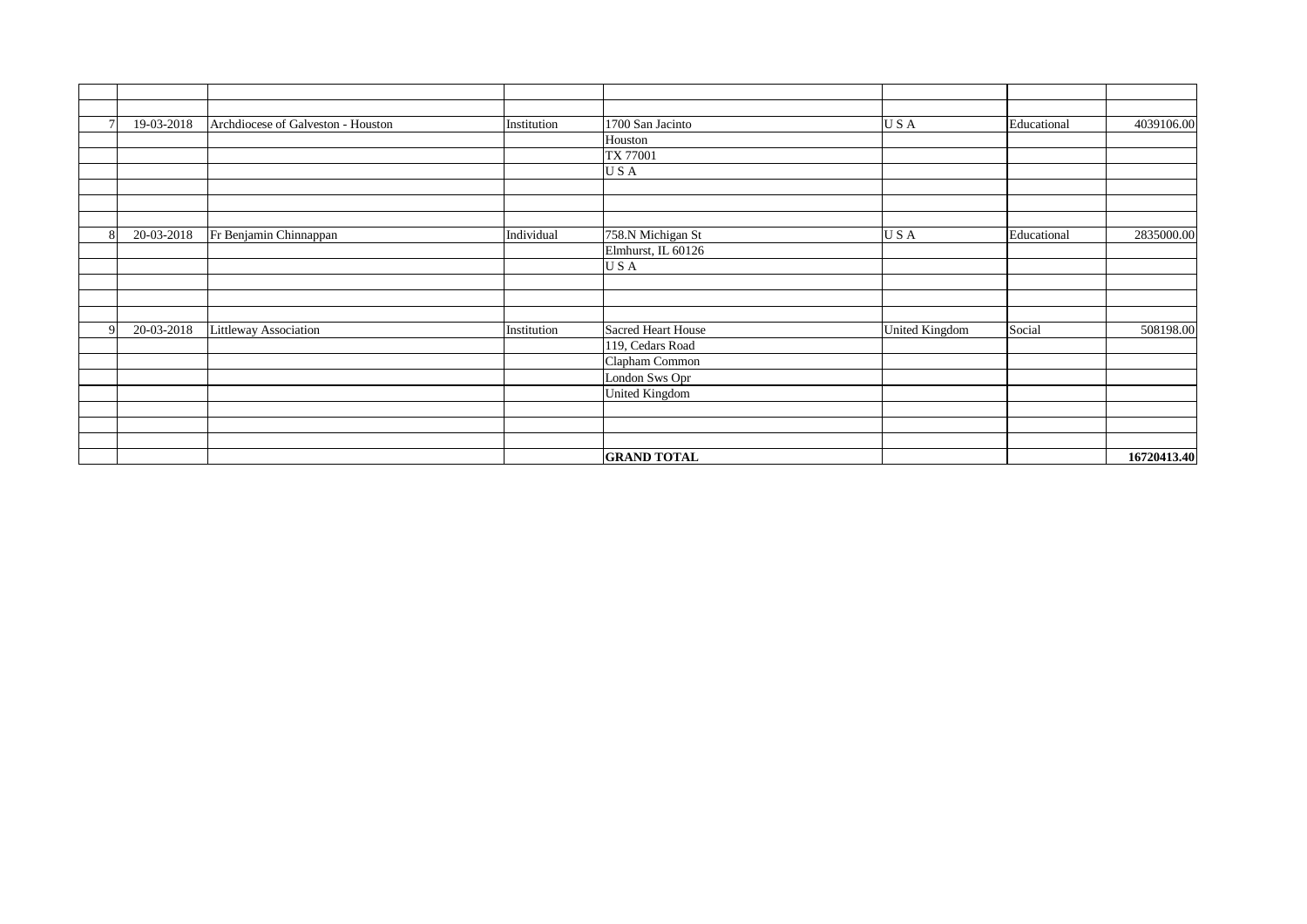| | | | | | | | |
|---|---|---|---|---|---|---|---|
| | | | | | | | |
| | | | | | | | |
| 7 | 19-03-2018 | Archdiocese of Galveston - Houston | Institution | 1700 San Jacinto | U S A | Educational | 4039106.00 |
| | | | | Houston | | | |
| | | | | TX 77001 | | | |
| | | | | U S A | | | |
| | | | | | | | |
| | | | | | | | |
| | | | | | | | |
| 8 | 20-03-2018 | Fr Benjamin Chinnappan | Individual | 758.N Michigan St | U S A | Educational | 2835000.00 |
| | | | | Elmhurst, IL 60126 | | | |
| | | | | U S A | | | |
| | | | | | | | |
| | | | | | | | |
| | | | | | | | |
| 9 | 20-03-2018 | Littleway Association | Institution | Sacred Heart House | United Kingdom | Social | 508198.00 |
| | | | | 119, Cedars Road | | | |
| | | | | Clapham Common | | | |
| | | | | London Sws Opr | | | |
| | | | | United Kingdom | | | |
| | | | | | | | |
| | | | | | | | |
| | | | | | | | |
| | | | | **GRAND TOTAL** | | | **16720413.40** |